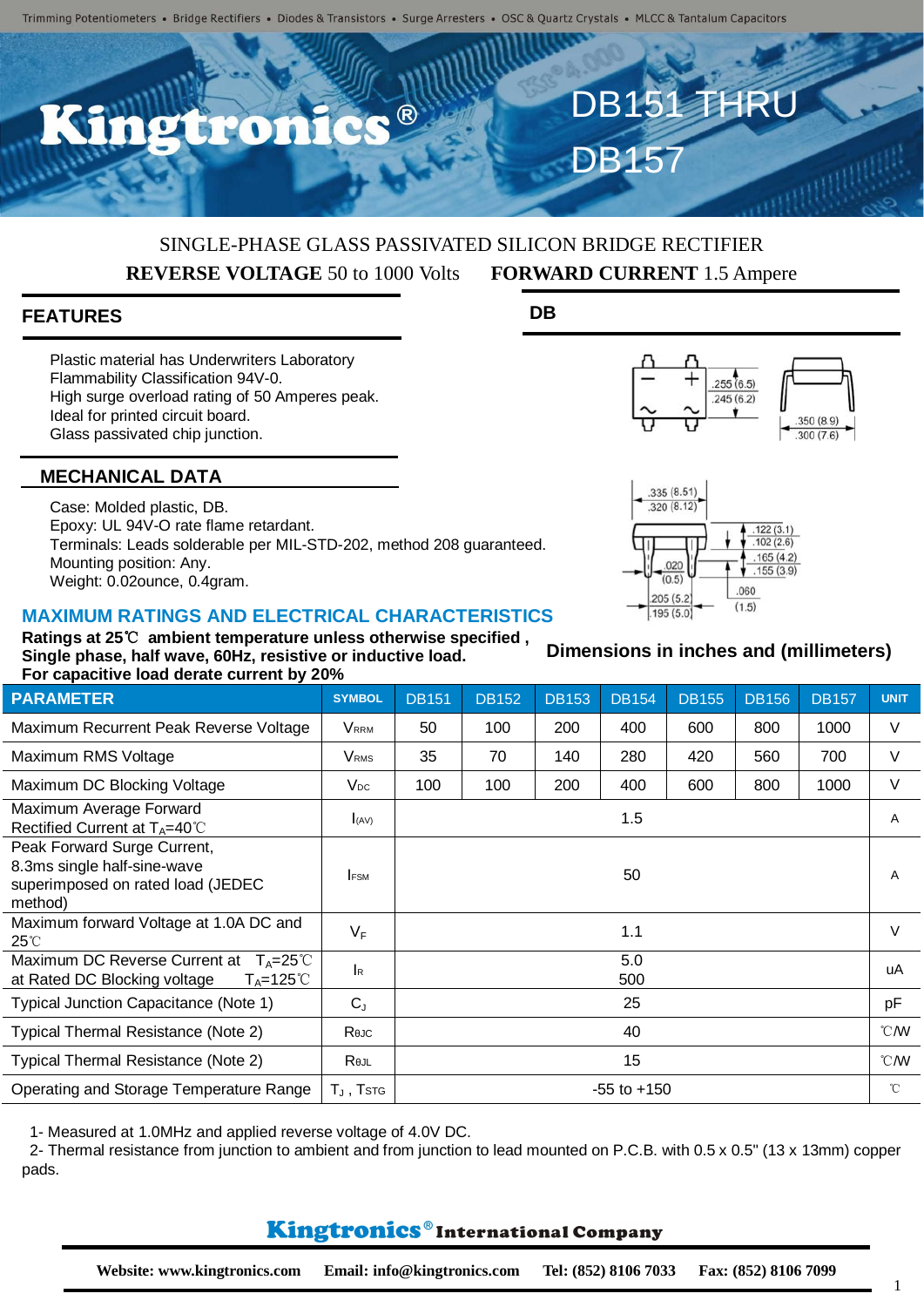# DB151 THRU DB157

SINGLE-PHASE GLASS PASSIVATED SILICON BRIDGE RECTIFIER

**REVERSE VOLTAGE** 50 to 1000 Volts **FORWARD CURRENT** 1.5 Ampere

## FEATURES

Plastic material has Underwriters Laboratory Flammability Classification 94V-0.
High surge overload rating of 50 Amperes peak.
Ideal for printed circuit board.
Glass passivated chip junction.

## MECHANICAL DATA

Case: Molded plastic, DB.
Epoxy: UL 94V-O rate flame retardant.
Terminals: Leads solderable per MIL-STD-202, method 208 guaranteed.
Mounting position: Any.
Weight: 0.02ounce, 0.4gram.

## DB

Dimensions in inches and (millimeters)

## MAXIMUM RATINGS AND ELECTRICAL CHARACTERISTICS

**Ratings at 25℃ ambient temperature unless otherwise specified ,**
**Single phase, half wave, 60Hz, resistive or inductive load.**
**For capacitive load derate current by 20%**

| PARAMETER | SYMBOL | DB151 | DB152 | DB153 | DB154 | DB155 | DB156 | DB157 | UNIT |
|---|---|---|---|---|---|---|---|---|---|
| Maximum Recurrent Peak Reverse Voltage | $V_{RRM}$ | 50 | 100 | 200 | 400 | 600 | 800 | 1000 | V |
| Maximum RMS Voltage | $V_{RMS}$ | 35 | 70 | 140 | 280 | 420 | 560 | 700 | V |
| Maximum DC Blocking Voltage | $V_{DC}$ | 100 | 100 | 200 | 400 | 600 | 800 | 1000 | V |
| Maximum Average Forward Rectified Current at $T_A$=40℃ | $I_{(AV)}$ | 1.5 | | | | | | | A |
| Peak Forward Surge Current, 8.3ms single half-sine-wave superimposed on rated load (JEDEC method) | $I_{FSM}$ | 50 | | | | | | | A |
| Maximum forward Voltage at 1.0A DC and 25℃ | $V_F$ | 1.1 | | | | | | | V |
| Maximum DC Reverse Current at $T_A$=25℃ at Rated DC Blocking voltage $T_A$=125℃ | $I_R$ | 5.0 / 500 | | | | | | | uA |
| Typical Junction Capacitance (Note 1) | $C_J$ | 25 | | | | | | | pF |
| Typical Thermal Resistance (Note 2) | $R_{\theta JC}$ | 40 | | | | | | | ℃/W |
| Typical Thermal Resistance (Note 2) | $R_{\theta JL}$ | 15 | | | | | | | ℃/W |
| Operating and Storage Temperature Range | $T_J$ , $T_{STG}$ | -55 to +150 | | | | | | | ℃ |

1- Measured at 1.0MHz and applied reverse voltage of 4.0V DC.
2- Thermal resistance from junction to ambient and from junction to lead mounted on P.C.B. with 0.5 x 0.5" (13 x 13mm) copper pads.

**Kingtronics® International Company**

**Website: www.kingtronics.com Email: info@kingtronics.com Tel: (852) 8106 7033 Fax: (852) 8106 7099**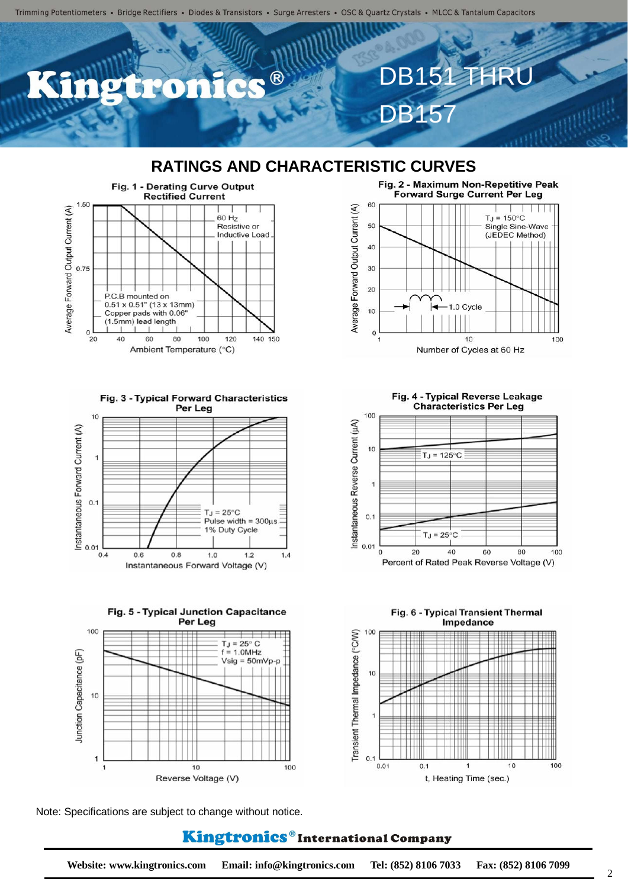Trimming Potentiometers • Bridge Rectifiers • Diodes & Transistors • Surge Arresters • OSC & Quartz Crystals • MLCC & Tantalum Capacitors

# Kingtronics®

# DB151 THRU DB157

## RATINGS AND CHARACTERISTIC CURVES

**Fig. 1 - Derating Curve Output Rectified Current**

Average Forward Output Current (A)

1.50
0.75
0

60 Hz
Resistive or
Inductive Load

P.C.B mounted on
0.51 x 0.51" (13 x 13mm)
Copper pads with 0.06"
(1.5mm) lead length

20 40 60 80 100 120 140 150

Ambient Temperature (°C)

**Fig. 2 - Maximum Non-Repetitive Peak Forward Surge Current Per Leg**

Average Forward Output Current (A)

60 50 40 30 20 10 0

$T_J$ = 150°C
Single Sine-Wave
(JEDEC Method)

1.0 Cycle

1 10 100

Number of Cycles at 60 Hz

**Fig. 3 - Typical Forward Characteristics Per Leg**

Instantaneous Forward Current (A)

10 1 0.1 0.01

$T_J$ = 25°C
Pulse width = 300µs
1% Duty Cycle

0.4 0.6 0.8 1.0 1.2 1.4

Instantaneous Forward Voltage (V)

**Fig. 4 - Typical Reverse Leakage Characteristics Per Leg**

Instantaneous Reverse Current (µA)

100 10 1 0.1 0.01

$T_J$ = 125°C

$T_J$ = 25°C

0 20 40 60 80 100

Percent of Rated Peak Reverse Voltage (V)

**Fig. 5 - Typical Junction Capacitance Per Leg**

Junction Capacitance (pF)

100 10 1

$T_J$ = 25° C
f = 1.0MHz
Vsig = 50mVp-p

1 10 100

Reverse Voltage (V)

**Fig. 6 - Typical Transient Thermal Impedance**

Transient Thermal Impedance (°C/W)

100 10 1 0.1

0.01 0.1 1 10 100

t, Heating Time (sec.)

Note: Specifications are subject to change without notice.

**Kingtronics® International Company**

**Website: www.kingtronics.com  Email: info@kingtronics.com  Tel: (852) 8106 7033  Fax: (852) 8106 7099**